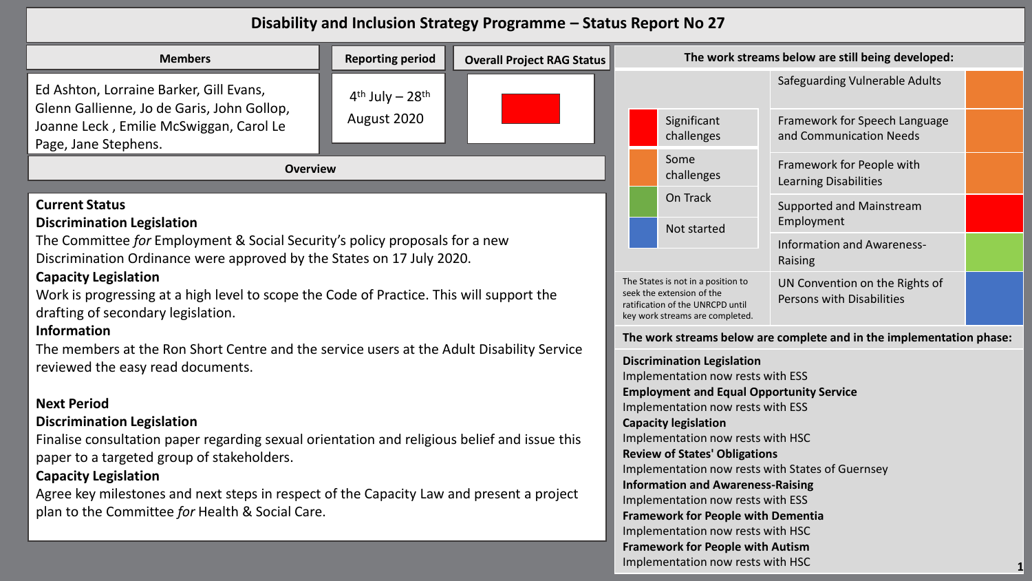# Disability and Inclusion Strategy Programme – Status Report No 27

| Members | Reporting period | Overall Project RAG Status |
|---|---|---|
| Ed Ashton, Lorraine Barker, Gill Evans, Glenn Gallienne, Jo de Garis, John Gollop, Joanne Leck , Emilie McSwiggan, Carol Le Page, Jane Stephens. | 4th July – 28th August 2020 | Red |

## Overview

**Current Status**

**Discrimination Legislation**

The Committee *for* Employment & Social Security's policy proposals for a new Discrimination Ordinance were approved by the States on 17 July 2020.

**Capacity Legislation**

Work is progressing at a high level to scope the Code of Practice. This will support the drafting of secondary legislation.

**Information**

The members at the Ron Short Centre and the service users at the Adult Disability Service reviewed the easy read documents.

**Next Period**

**Discrimination Legislation**

Finalise consultation paper regarding sexual orientation and religious belief and issue this paper to a targeted group of stakeholders.

**Capacity Legislation**

Agree key milestones and next steps in respect of the Capacity Law and present a project plan to the Committee *for* Health & Social Care.

## The work streams below are still being developed:

Key:
- Red: Significant challenges
- Orange: Some challenges
- Green: On Track
- Blue: Not started

| Work stream | Status |
|---|---|
| Safeguarding Vulnerable Adults | Orange (Some challenges) |
| Framework for Speech Language and Communication Needs | Orange (Some challenges) |
| Framework for People with Learning Disabilities | Orange (Some challenges) |
| Supported and Mainstream Employment | Red (Significant challenges) |
| Information and Awareness-Raising | Green (On Track) |
| UN Convention on the Rights of Persons with Disabilities | Blue (Not started) |

The States is not in a position to seek the extension of the ratification of the UNRCPD until key work streams are completed.

## The work streams below are complete and in the implementation phase:

**Discrimination Legislation**
Implementation now rests with ESS

**Employment and Equal Opportunity Service**
Implementation now rests with ESS

**Capacity legislation**
Implementation now rests with HSC

**Review of States' Obligations**
Implementation now rests with States of Guernsey

**Information and Awareness-Raising**
Implementation now rests with ESS

**Framework for People with Dementia**
Implementation now rests with HSC

**Framework for People with Autism**
Implementation now rests with HSC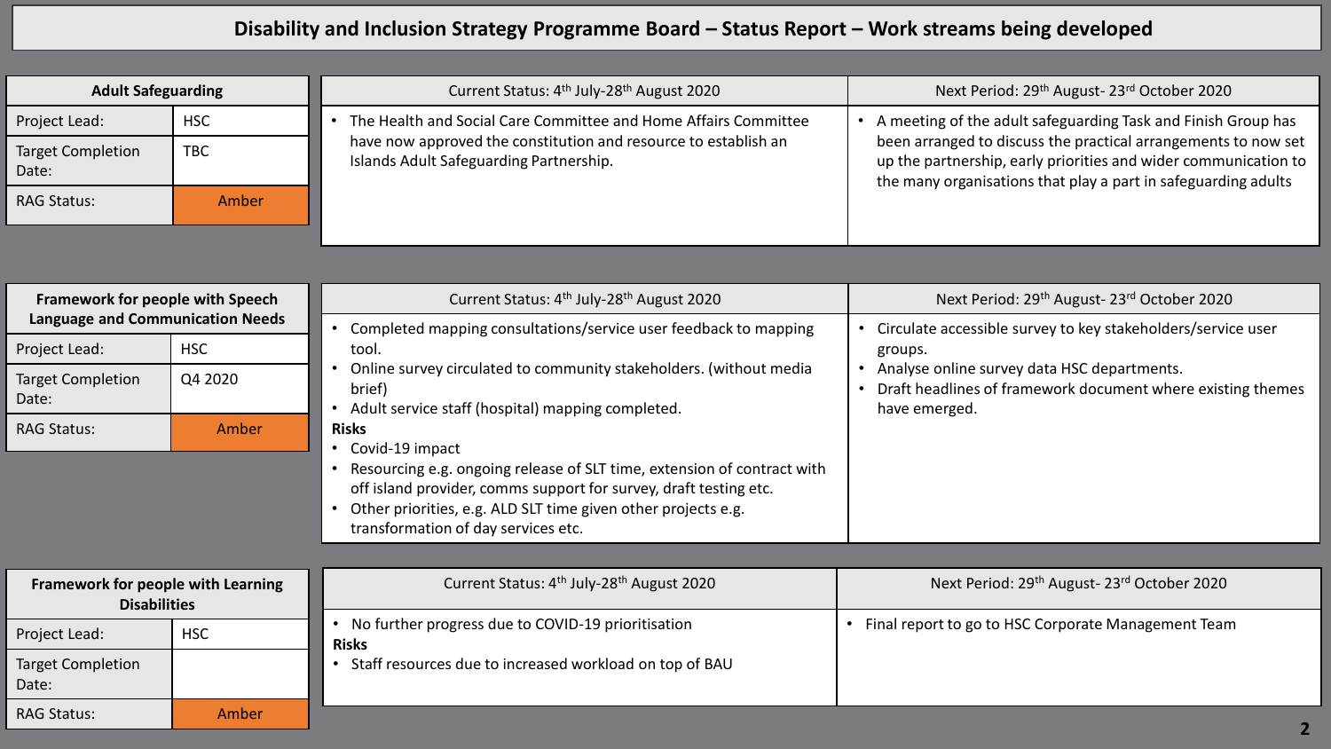# Disability and Inclusion Strategy Programme Board – Status Report – Work streams being developed

## Adult Safeguarding

| Adult Safeguarding | |
|---|---|
| Project Lead: | HSC |
| Target Completion Date: | TBC |
| RAG Status: | Amber |

| Current Status: 4th July-28th August 2020 | Next Period: 29th August- 23rd October 2020 |
|---|---|
| • The Health and Social Care Committee and Home Affairs Committee have now approved the constitution and resource to establish an Islands Adult Safeguarding Partnership. | • A meeting of the adult safeguarding Task and Finish Group has been arranged to discuss the practical arrangements to now set up the partnership, early priorities and wider communication to the many organisations that play a part in safeguarding adults |

## Framework for people with Speech Language and Communication Needs

| Framework for people with Speech Language and Communication Needs | |
|---|---|
| Project Lead: | HSC |
| Target Completion Date: | Q4 2020 |
| RAG Status: | Amber |

| Current Status: 4th July-28th August 2020 | Next Period: 29th August- 23rd October 2020 |
|---|---|
| • Completed mapping consultations/service user feedback to mapping tool.<br>• Online survey circulated to community stakeholders. (without media brief)<br>• Adult service staff (hospital) mapping completed.<br>**Risks**<br>• Covid-19 impact<br>• Resourcing e.g. ongoing release of SLT time, extension of contract with off island provider, comms support for survey, draft testing etc.<br>• Other priorities, e.g. ALD SLT time given other projects e.g. transformation of day services etc. | • Circulate accessible survey to key stakeholders/service user groups.<br>• Analyse online survey data HSC departments.<br>• Draft headlines of framework document where existing themes have emerged. |

## Framework for people with Learning Disabilities

| Framework for people with Learning Disabilities | |
|---|---|
| Project Lead: | HSC |
| Target Completion Date: | |
| RAG Status: | Amber |

| Current Status: 4th July-28th August 2020 | Next Period: 29th August- 23rd October 2020 |
|---|---|
| • No further progress due to COVID-19 prioritisation<br>**Risks**<br>• Staff resources due to increased workload on top of BAU | • Final report to go to HSC Corporate Management Team |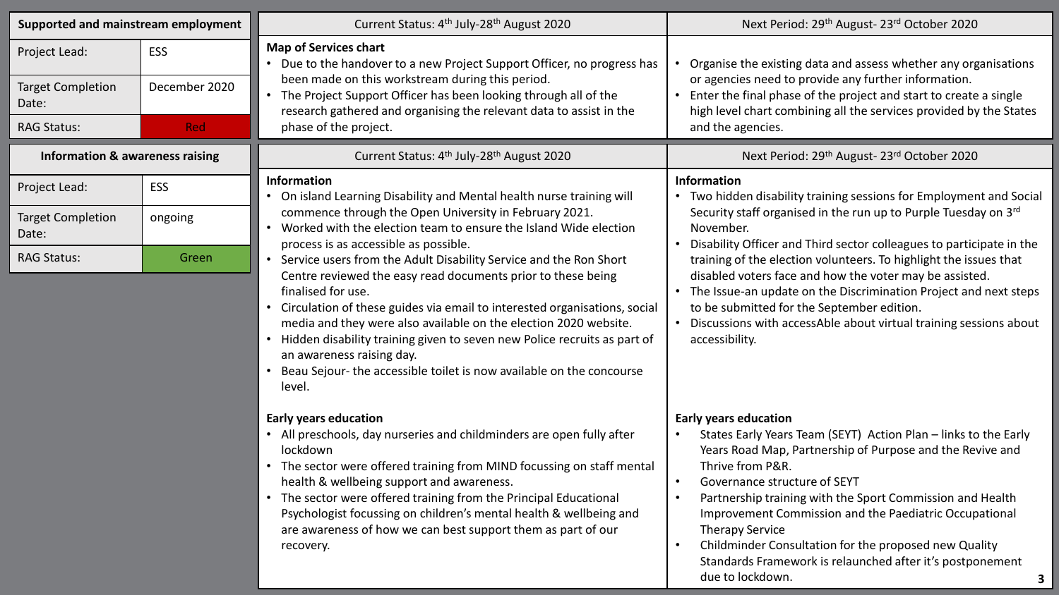## Supported and mainstream employment

| | |
|---|---|
| Project Lead: | ESS |
| Target Completion Date: | December 2020 |
| RAG Status: | Red |

| Current Status: 4th July-28th August 2020 | Next Period: 29th August- 23rd October 2020 |
|---|---|
| **Map of Services chart**<br>• Due to the handover to a new Project Support Officer, no progress has been made on this workstream during this period.<br>• The Project Support Officer has been looking through all of the research gathered and organising the relevant data to assist in the phase of the project. | • Organise the existing data and assess whether any organisations or agencies need to provide any further information.<br>• Enter the final phase of the project and start to create a single high level chart combining all the services provided by the States and the agencies. |

## Information & awareness raising

| | |
|---|---|
| Project Lead: | ESS |
| Target Completion Date: | ongoing |
| RAG Status: | Green |

| Current Status: 4th July-28th August 2020 | Next Period: 29th August- 23rd October 2020 |
|---|---|
| **Information**<br>• On island Learning Disability and Mental health nurse training will commence through the Open University in February 2021.<br>• Worked with the election team to ensure the Island Wide election process is as accessible as possible.<br>• Service users from the Adult Disability Service and the Ron Short Centre reviewed the easy read documents prior to these being finalised for use.<br>• Circulation of these guides via email to interested organisations, social media and they were also available on the election 2020 website.<br>• Hidden disability training given to seven new Police recruits as part of an awareness raising day.<br>• Beau Sejour- the accessible toilet is now available on the concourse level. | **Information**<br>• Two hidden disability training sessions for Employment and Social Security staff organised in the run up to Purple Tuesday on 3rd November.<br>• Disability Officer and Third sector colleagues to participate in the training of the election volunteers. To highlight the issues that disabled voters face and how the voter may be assisted.<br>• The Issue-an update on the Discrimination Project and next steps to be submitted for the September edition.<br>• Discussions with accessAble about virtual training sessions about accessibility. |
| **Early years education**<br>• All preschools, day nurseries and childminders are open fully after lockdown<br>• The sector were offered training from MIND focussing on staff mental health & wellbeing support and awareness.<br>• The sector were offered training from the Principal Educational Psychologist focussing on children's mental health & wellbeing and are awareness of how we can best support them as part of our recovery. | **Early years education**<br>• States Early Years Team (SEYT) Action Plan – links to the Early Years Road Map, Partnership of Purpose and the Revive and Thrive from P&R.<br>• Governance structure of SEYT<br>• Partnership training with the Sport Commission and Health Improvement Commission and the Paediatric Occupational Therapy Service<br>• Childminder Consultation for the proposed new Quality Standards Framework is relaunched after it's postponement due to lockdown. |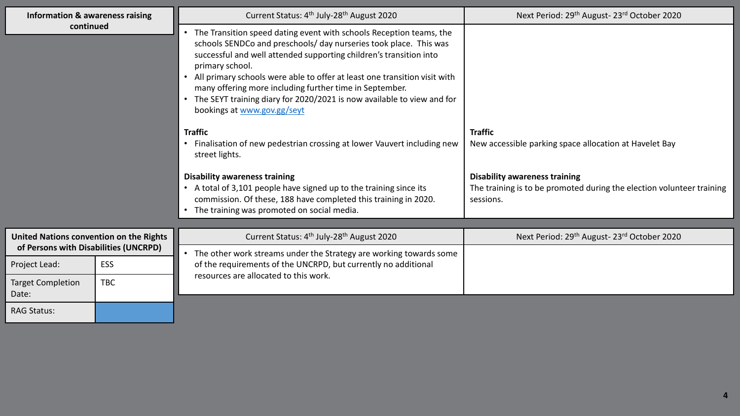## Information & awareness raising continued

| Current Status: 4th July-28th August 2020 | Next Period: 29th August- 23rd October 2020 |
|---|---|
| • The Transition speed dating event with schools Reception teams, the schools SENDCo and preschools/ day nurseries took place. This was successful and well attended supporting children's transition into primary school.<br>• All primary schools were able to offer at least one transition visit with many offering more including further time in September.<br>• The SEYT training diary for 2020/2021 is now available to view and for bookings at [www.gov.gg/seyt](http://www.gov.gg/seyt) | |
| **Traffic**<br>• Finalisation of new pedestrian crossing at lower Vauvert including new street lights. | **Traffic**<br>New accessible parking space allocation at Havelet Bay |
| **Disability awareness training**<br>• A total of 3,101 people have signed up to the training since its commission. Of these, 188 have completed this training in 2020.<br>• The training was promoted on social media. | **Disability awareness training**<br>The training is to be promoted during the election volunteer training sessions. |

## United Nations convention on the Rights of Persons with Disabilities (UNCRPD)

| | |
|---|---|
| Project Lead: | ESS |
| Target Completion Date: | TBC |
| RAG Status: | |

| Current Status: 4th July-28th August 2020 | Next Period: 29th August- 23rd October 2020 |
|---|---|
| • The other work streams under the Strategy are working towards some of the requirements of the UNCRPD, but currently no additional resources are allocated to this work. | |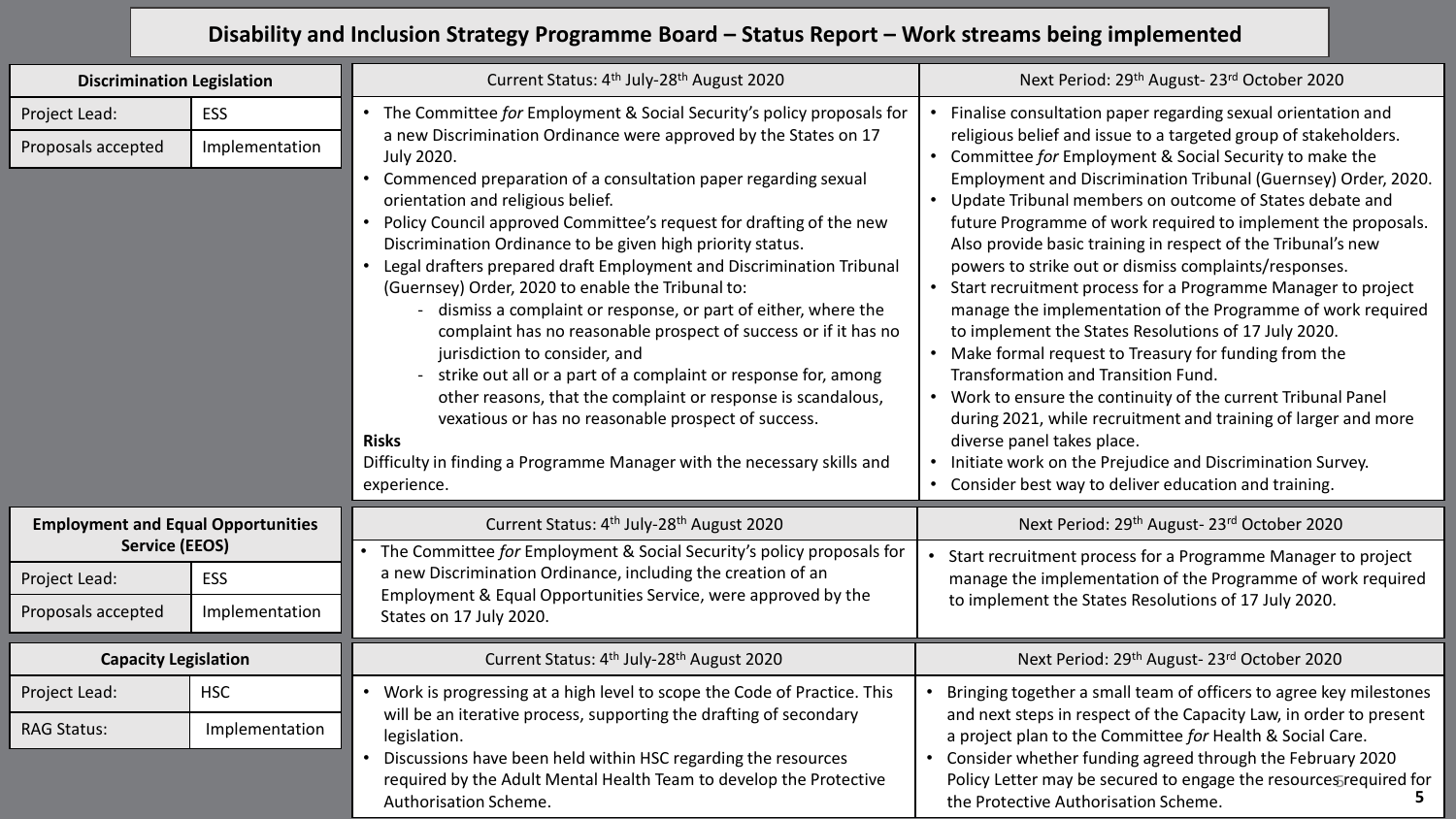# Disability and Inclusion Strategy Programme Board – Status Report – Work streams being implemented

## Discrimination Legislation

| | |
|---|---|
| Project Lead: | ESS |
| Proposals accepted | Implementation |

**Current Status: 4th July-28th August 2020**

- The Committee *for* Employment & Social Security's policy proposals for a new Discrimination Ordinance were approved by the States on 17 July 2020.
- Commenced preparation of a consultation paper regarding sexual orientation and religious belief.
- Policy Council approved Committee's request for drafting of the new Discrimination Ordinance to be given high priority status.
- Legal drafters prepared draft Employment and Discrimination Tribunal (Guernsey) Order, 2020 to enable the Tribunal to:
  - dismiss a complaint or response, or part of either, where the complaint has no reasonable prospect of success or if it has no jurisdiction to consider, and
  - strike out all or a part of a complaint or response for, among other reasons, that the complaint or response is scandalous, vexatious or has no reasonable prospect of success.

**Risks**

Difficulty in finding a Programme Manager with the necessary skills and experience.

**Next Period: 29th August- 23rd October 2020**

- Finalise consultation paper regarding sexual orientation and religious belief and issue to a targeted group of stakeholders.
- Committee *for* Employment & Social Security to make the Employment and Discrimination Tribunal (Guernsey) Order, 2020.
- Update Tribunal members on outcome of States debate and future Programme of work required to implement the proposals. Also provide basic training in respect of the Tribunal's new powers to strike out or dismiss complaints/responses.
- Start recruitment process for a Programme Manager to project manage the implementation of the Programme of work required to implement the States Resolutions of 17 July 2020.
- Make formal request to Treasury for funding from the Transformation and Transition Fund.
- Work to ensure the continuity of the current Tribunal Panel during 2021, while recruitment and training of larger and more diverse panel takes place.
- Initiate work on the Prejudice and Discrimination Survey.
- Consider best way to deliver education and training.

## Employment and Equal Opportunities Service (EEOS)

| | |
|---|---|
| Project Lead: | ESS |
| Proposals accepted | Implementation |

**Current Status: 4th July-28th August 2020**

- The Committee *for* Employment & Social Security's policy proposals for a new Discrimination Ordinance, including the creation of an Employment & Equal Opportunities Service, were approved by the States on 17 July 2020.

**Next Period: 29th August- 23rd October 2020**

- Start recruitment process for a Programme Manager to project manage the implementation of the Programme of work required to implement the States Resolutions of 17 July 2020.

## Capacity Legislation

| | |
|---|---|
| Project Lead: | HSC |
| RAG Status: | Implementation |

**Current Status: 4th July-28th August 2020**

- Work is progressing at a high level to scope the Code of Practice. This will be an iterative process, supporting the drafting of secondary legislation.
- Discussions have been held within HSC regarding the resources required by the Adult Mental Health Team to develop the Protective Authorisation Scheme.

**Next Period: 29th August- 23rd October 2020**

- Bringing together a small team of officers to agree key milestones and next steps in respect of the Capacity Law, in order to present a project plan to the Committee *for* Health & Social Care.
- Consider whether funding agreed through the February 2020 Policy Letter may be secured to engage the resources required for the Protective Authorisation Scheme.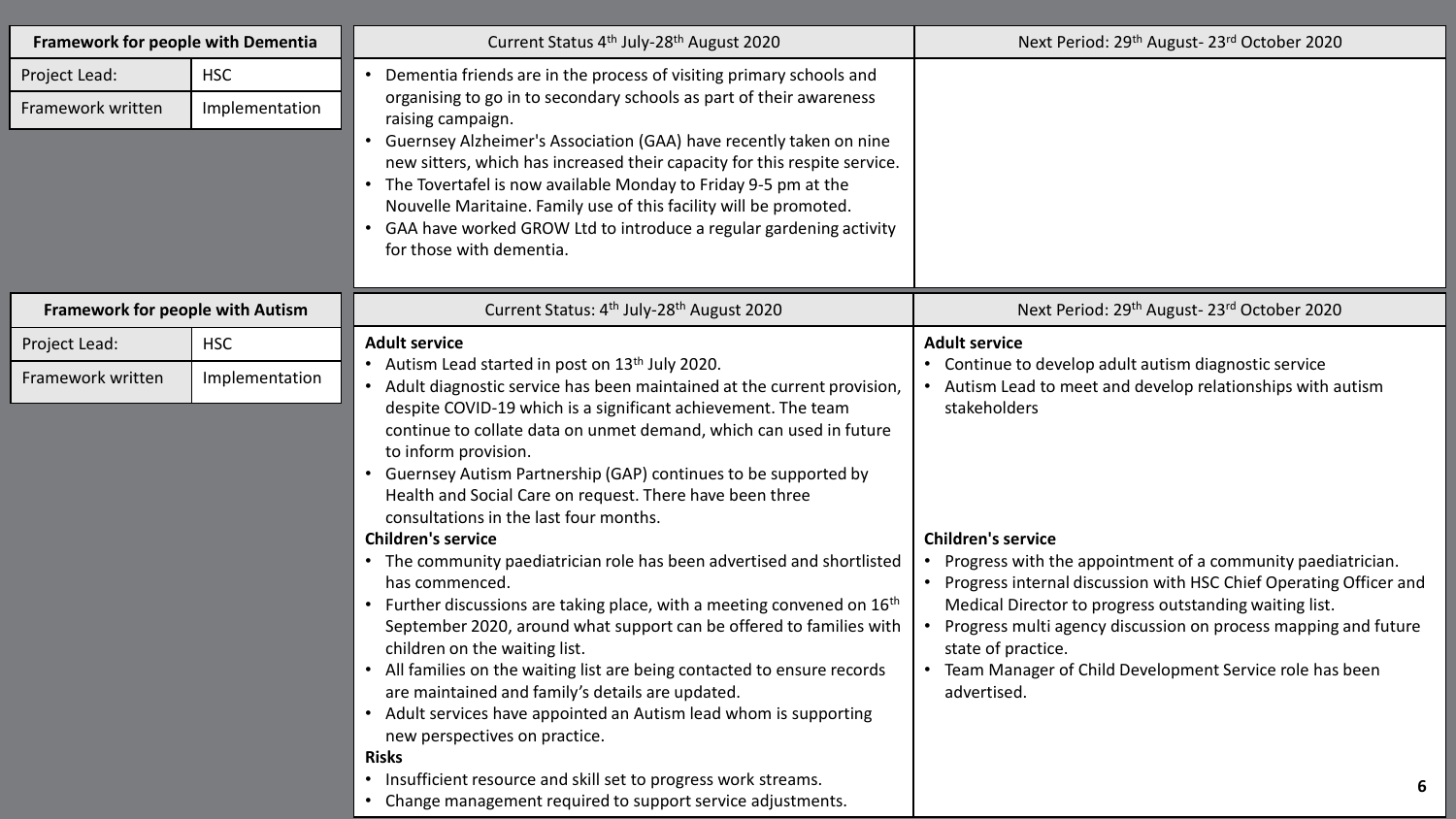| Framework for people with Dementia | |
|---|---|
| Project Lead: | HSC |
| Framework written | Implementation |

| Current Status 4th July-28th August 2020 | Next Period: 29th August- 23rd October 2020 |
|---|---|
| • Dementia friends are in the process of visiting primary schools and organising to go in to secondary schools as part of their awareness raising campaign.<br>• Guernsey Alzheimer's Association (GAA) have recently taken on nine new sitters, which has increased their capacity for this respite service.<br>• The Tovertafel is now available Monday to Friday 9-5 pm at the Nouvelle Maritaine. Family use of this facility will be promoted.<br>• GAA have worked GROW Ltd to introduce a regular gardening activity for those with dementia. | |

| Framework for people with Autism | |
|---|---|
| Project Lead: | HSC |
| Framework written | Implementation |

| Current Status: 4th July-28th August 2020 | Next Period: 29th August- 23rd October 2020 |
|---|---|
| **Adult service**<br>• Autism Lead started in post on 13th July 2020.<br>• Adult diagnostic service has been maintained at the current provision, despite COVID-19 which is a significant achievement. The team continue to collate data on unmet demand, which can used in future to inform provision.<br>• Guernsey Autism Partnership (GAP) continues to be supported by Health and Social Care on request. There have been three consultations in the last four months. | **Adult service**<br>• Continue to develop adult autism diagnostic service<br>• Autism Lead to meet and develop relationships with autism stakeholders |
| **Children's service**<br>• The community paediatrician role has been advertised and shortlisted has commenced.<br>• Further discussions are taking place, with a meeting convened on 16th September 2020, around what support can be offered to families with children on the waiting list.<br>• All families on the waiting list are being contacted to ensure records are maintained and family's details are updated.<br>• Adult services have appointed an Autism lead whom is supporting new perspectives on practice.<br>**Risks**<br>• Insufficient resource and skill set to progress work streams.<br>• Change management required to support service adjustments. | **Children's service**<br>• Progress with the appointment of a community paediatrician.<br>• Progress internal discussion with HSC Chief Operating Officer and Medical Director to progress outstanding waiting list.<br>• Progress multi agency discussion on process mapping and future state of practice.<br>• Team Manager of Child Development Service role has been advertised. |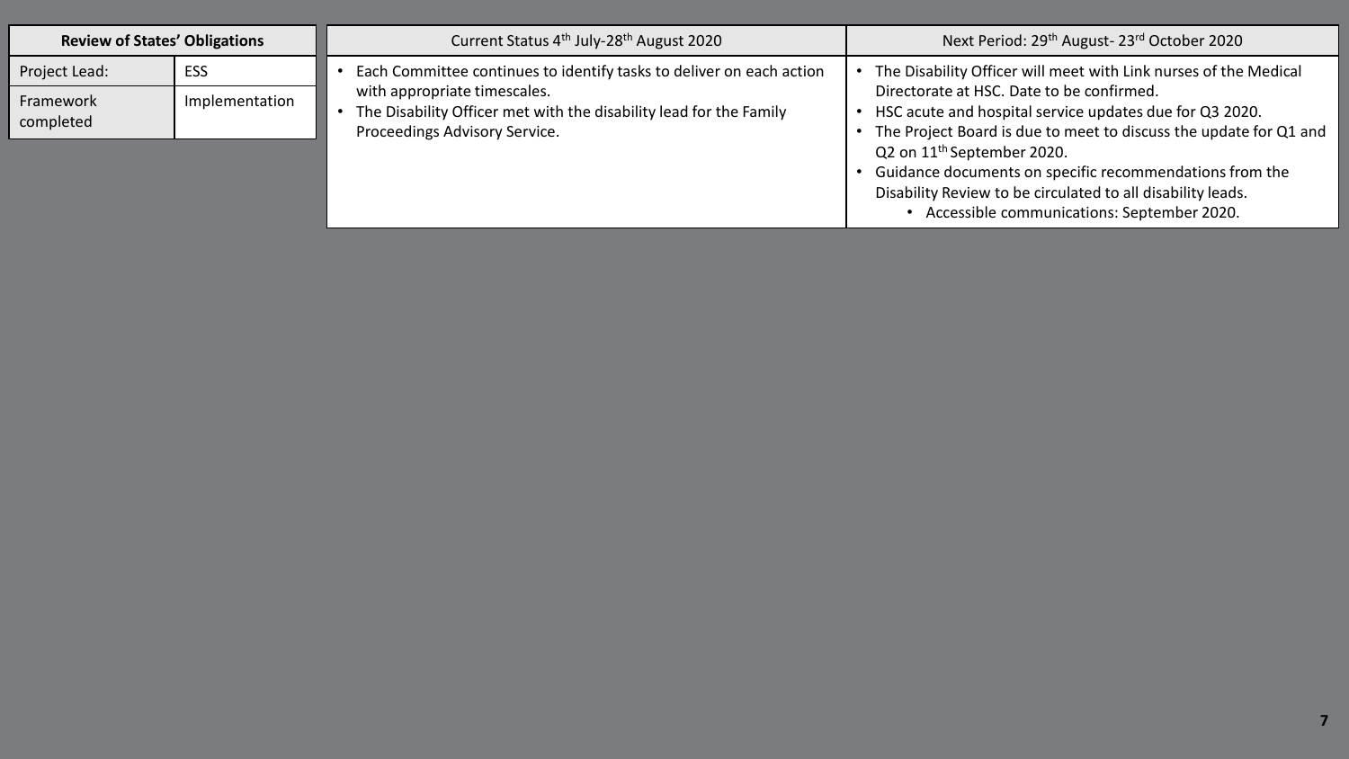| Review of States' Obligations | |
|---|---|
| Project Lead: | ESS |
| Framework completed | Implementation |

| Current Status 4th July-28th August 2020 | Next Period: 29th August- 23rd October 2020 |
|---|---|
| • Each Committee continues to identify tasks to deliver on each action with appropriate timescales.<br>• The Disability Officer met with the disability lead for the Family Proceedings Advisory Service. | • The Disability Officer will meet with Link nurses of the Medical Directorate at HSC. Date to be confirmed.<br>• HSC acute and hospital service updates due for Q3 2020.<br>• The Project Board is due to meet to discuss the update for Q1 and Q2 on 11th September 2020.<br>• Guidance documents on specific recommendations from the Disability Review to be circulated to all disability leads.<br>&nbsp;&nbsp;&nbsp;&nbsp;• Accessible communications: September 2020. |